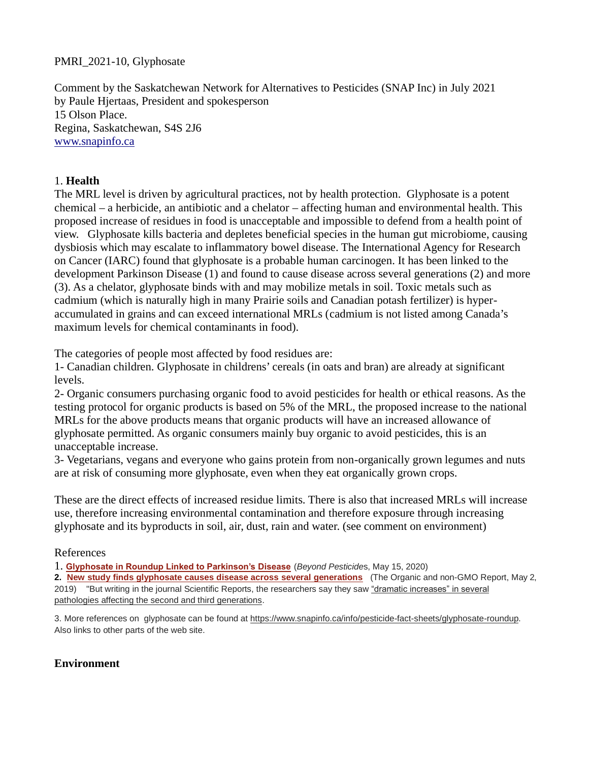PMRI_2021-10, Glyphosate

Comment by the Saskatchewan Network for Alternatives to Pesticides (SNAP Inc) in July 2021
by Paule Hjertaas, President and spokesperson
15 Olson Place.
Regina, Saskatchewan, S4S 2J6
www.snapinfo.ca

## 1. **Health**

The MRL level is driven by agricultural practices, not by health protection. Glyphosate is a potent chemical – a herbicide, an antibiotic and a chelator – affecting human and environmental health. This proposed increase of residues in food is unacceptable and impossible to defend from a health point of view. Glyphosate kills bacteria and depletes beneficial species in the human gut microbiome, causing dysbiosis which may escalate to inflammatory bowel disease. The International Agency for Research on Cancer (IARC) found that glyphosate is a probable human carcinogen. It has been linked to the development Parkinson Disease (1) and found to cause disease across several generations (2) and more (3). As a chelator, glyphosate binds with and may mobilize metals in soil. Toxic metals such as cadmium (which is naturally high in many Prairie soils and Canadian potash fertilizer) is hyper-accumulated in grains and can exceed international MRLs (cadmium is not listed among Canada's maximum levels for chemical contaminants in food).

The categories of people most affected by food residues are:
1- Canadian children. Glyphosate in childrens' cereals (in oats and bran) are already at significant levels.
2- Organic consumers purchasing organic food to avoid pesticides for health or ethical reasons. As the testing protocol for organic products is based on 5% of the MRL, the proposed increase to the national MRLs for the above products means that organic products will have an increased allowance of glyphosate permitted. As organic consumers mainly buy organic to avoid pesticides, this is an unacceptable increase.
3- Vegetarians, vegans and everyone who gains protein from non-organically grown legumes and nuts are at risk of consuming more glyphosate, even when they eat organically grown crops.

These are the direct effects of increased residue limits. There is also that increased MRLs will increase use, therefore increasing environmental contamination and therefore exposure through increasing glyphosate and its byproducts in soil, air, dust, rain and water. (see comment on environment)

References

1. **Glyphosate in Roundup Linked to Parkinson's Disease** (*Beyond Pesticides*, May 15, 2020)
2. **New study finds glyphosate causes disease across several generations** (The Organic and non-GMO Report, May 2, 2019) "But writing in the journal Scientific Reports, the researchers say they saw "dramatic increases" in several pathologies affecting the second and third generations.
3. More references on glyphosate can be found at https://www.snapinfo.ca/info/pesticide-fact-sheets/glyphosate-roundup. Also links to other parts of the web site.

## **Environment**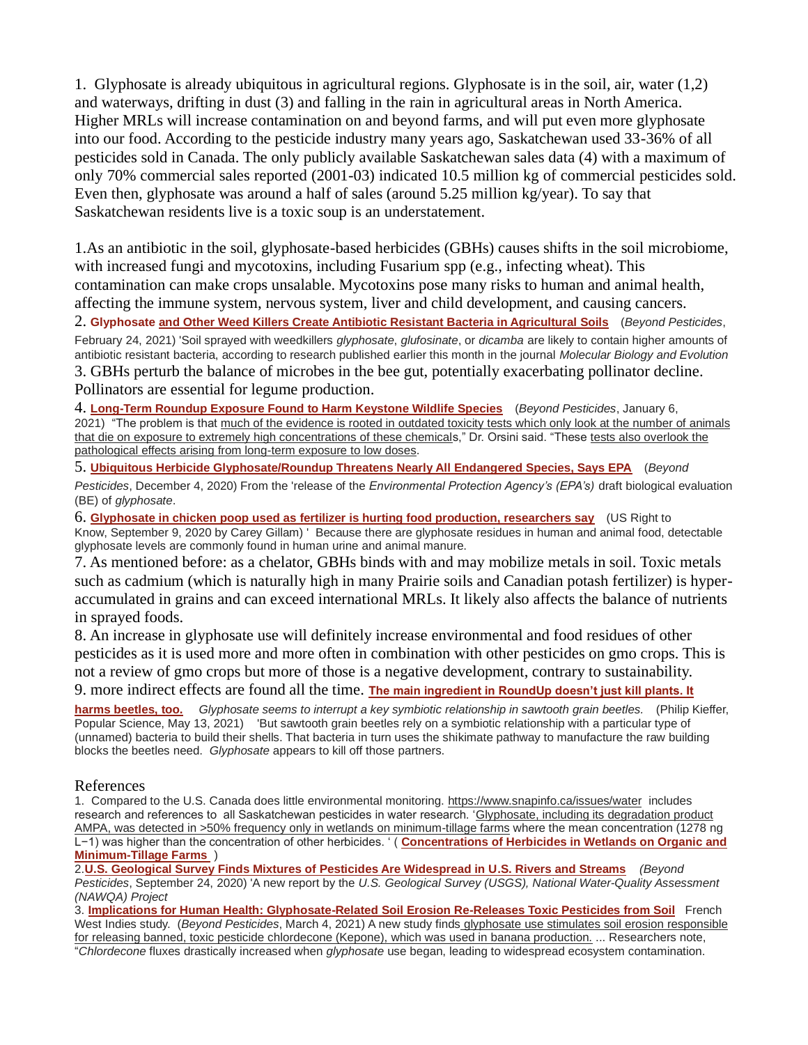1. Glyphosate is already ubiquitous in agricultural regions. Glyphosate is in the soil, air, water (1,2) and waterways, drifting in dust (3) and falling in the rain in agricultural areas in North America. Higher MRLs will increase contamination on and beyond farms, and will put even more glyphosate into our food. According to the pesticide industry many years ago, Saskatchewan used 33-36% of all pesticides sold in Canada. The only publicly available Saskatchewan sales data (4) with a maximum of only 70% commercial sales reported (2001-03) indicated 10.5 million kg of commercial pesticides sold. Even then, glyphosate was around a half of sales (around 5.25 million kg/year). To say that Saskatchewan residents live is a toxic soup is an understatement.

1.As an antibiotic in the soil, glyphosate-based herbicides (GBHs) causes shifts in the soil microbiome, with increased fungi and mycotoxins, including Fusarium spp (e.g., infecting wheat). This contamination can make crops unsalable. Mycotoxins pose many risks to human and animal health, affecting the immune system, nervous system, liver and child development, and causing cancers.

2. **Glyphosate and Other Weed Killers Create Antibiotic Resistant Bacteria in Agricultural Soils** (*Beyond Pesticides*, February 24, 2021) 'Soil sprayed with weedkillers *glyphosate*, *glufosinate*, or *dicamba* are likely to contain higher amounts of antibiotic resistant bacteria, according to research published earlier this month in the journal *Molecular Biology and Evolution*

3. GBHs perturb the balance of microbes in the bee gut, potentially exacerbating pollinator decline. Pollinators are essential for legume production.

4. **Long-Term Roundup Exposure Found to Harm Keystone Wildlife Species** (*Beyond Pesticides*, January 6, 2021) "The problem is that much of the evidence is rooted in outdated toxicity tests which only look at the number of animals that die on exposure to extremely high concentrations of these chemicals," Dr. Orsini said. "These tests also overlook the pathological effects arising from long-term exposure to low doses.

5. **Ubiquitous Herbicide Glyphosate/Roundup Threatens Nearly All Endangered Species, Says EPA** (*Beyond Pesticides*, December 4, 2020) From the 'release of the *Environmental Protection Agency's (EPA's)* draft biological evaluation (BE) of *glyphosate*.

6. **Glyphosate in chicken poop used as fertilizer is hurting food production, researchers say** (US Right to Know, September 9, 2020 by Carey Gillam) ' Because there are glyphosate residues in human and animal food, detectable glyphosate levels are commonly found in human urine and animal manure.

7. As mentioned before: as a chelator, GBHs binds with and may mobilize metals in soil. Toxic metals such as cadmium (which is naturally high in many Prairie soils and Canadian potash fertilizer) is hyper-accumulated in grains and can exceed international MRLs. It likely also affects the balance of nutrients in sprayed foods.

8. An increase in glyphosate use will definitely increase environmental and food residues of other pesticides as it is used more and more often in combination with other pesticides on gmo crops. This is not a review of gmo crops but more of those is a negative development, contrary to sustainability.

9. more indirect effects are found all the time. **The main ingredient in RoundUp doesn't just kill plants. It harms beetles, too.** *Glyphosate seems to interrupt a key symbiotic relationship in sawtooth grain beetles.* (Philip Kieffer, Popular Science, May 13, 2021) 'But sawtooth grain beetles rely on a symbiotic relationship with a particular type of (unnamed) bacteria to build their shells. That bacteria in turn uses the shikimate pathway to manufacture the raw building blocks the beetles need. *Glyphosate* appears to kill off those partners.

## References

1. Compared to the U.S. Canada does little environmental monitoring. https://www.snapinfo.ca/issues/water includes research and references to all Saskatchewan pesticides in water research. 'Glyphosate, including its degradation product AMPA, was detected in >50% frequency only in wetlands on minimum-tillage farms where the mean concentration (1278 ng L−1) was higher than the concentration of other herbicides. ' ( **Concentrations of Herbicides in Wetlands on Organic and Minimum-Tillage Farms** )

2. **U.S. Geological Survey Finds Mixtures of Pesticides Are Widespread in U.S. Rivers and Streams** *(Beyond Pesticides*, September 24, 2020) 'A new report by the *U.S. Geological Survey (USGS), National Water-Quality Assessment (NAWQA) Project*

3. **Implications for Human Health: Glyphosate-Related Soil Erosion Re-Releases Toxic Pesticides from Soil** French West Indies study. (*Beyond Pesticides*, March 4, 2021) A new study finds glyphosate use stimulates soil erosion responsible for releasing banned, toxic pesticide chlordecone (Kepone), which was used in banana production. ... Researchers note, "*Chlordecone* fluxes drastically increased when *glyphosate* use began, leading to widespread ecosystem contamination.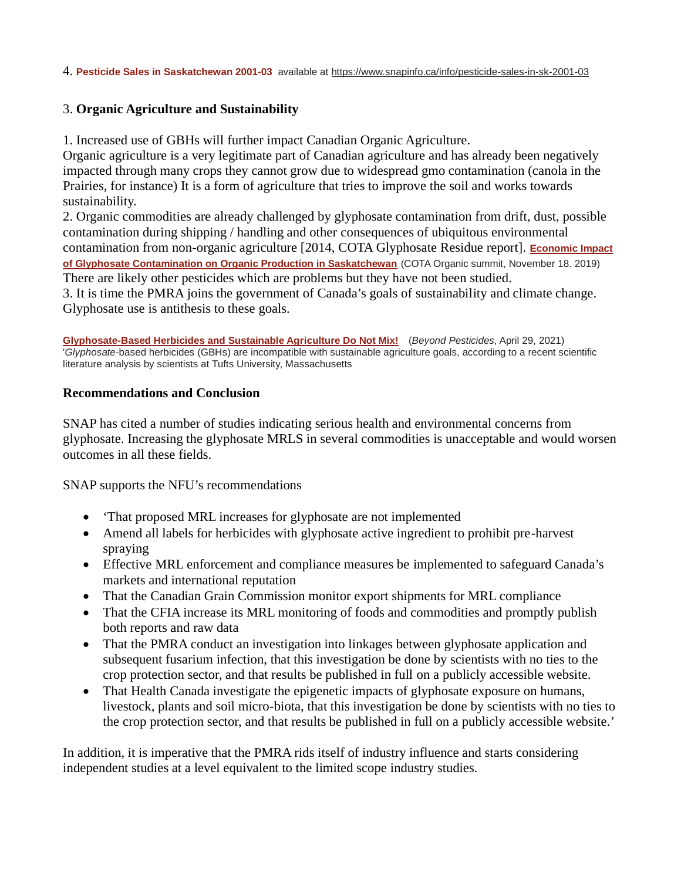4. **Pesticide Sales in Saskatchewan 2001-03** available at https://www.snapinfo.ca/info/pesticide-sales-in-sk-2001-03

### 3. Organic Agriculture and Sustainability

1. Increased use of GBHs will further impact Canadian Organic Agriculture.
Organic agriculture is a very legitimate part of Canadian agriculture and has already been negatively impacted through many crops they cannot grow due to widespread gmo contamination (canola in the Prairies, for instance) It is a form of agriculture that tries to improve the soil and works towards sustainability.
2. Organic commodities are already challenged by glyphosate contamination from drift, dust, possible contamination during shipping / handling and other consequences of ubiquitous environmental contamination from non-organic agriculture [2014, COTA Glyphosate Residue report]. **Economic Impact of Glyphosate Contamination on Organic Production in Saskatchewan** (COTA Organic summit, November 18. 2019)
There are likely other pesticides which are problems but they have not been studied.
3. It is time the PMRA joins the government of Canada's goals of sustainability and climate change. Glyphosate use is antithesis to these goals.

**Glyphosate-Based Herbicides and Sustainable Agriculture Do Not Mix!** (*Beyond Pesticides*, April 29, 2021)
'*Glyphosate*-based herbicides (GBHs) are incompatible with sustainable agriculture goals, according to a recent scientific literature analysis by scientists at Tufts University, Massachusetts

### Recommendations and Conclusion

SNAP has cited a number of studies indicating serious health and environmental concerns from glyphosate. Increasing the glyphosate MRLS in several commodities is unacceptable and would worsen outcomes in all these fields.

SNAP supports the NFU's recommendations

- 'That proposed MRL increases for glyphosate are not implemented
- Amend all labels for herbicides with glyphosate active ingredient to prohibit pre-harvest spraying
- Effective MRL enforcement and compliance measures be implemented to safeguard Canada's markets and international reputation
- That the Canadian Grain Commission monitor export shipments for MRL compliance
- That the CFIA increase its MRL monitoring of foods and commodities and promptly publish both reports and raw data
- That the PMRA conduct an investigation into linkages between glyphosate application and subsequent fusarium infection, that this investigation be done by scientists with no ties to the crop protection sector, and that results be published in full on a publicly accessible website.
- That Health Canada investigate the epigenetic impacts of glyphosate exposure on humans, livestock, plants and soil micro-biota, that this investigation be done by scientists with no ties to the crop protection sector, and that results be published in full on a publicly accessible website.'

In addition, it is imperative that the PMRA rids itself of industry influence and starts considering independent studies at a level equivalent to the limited scope industry studies.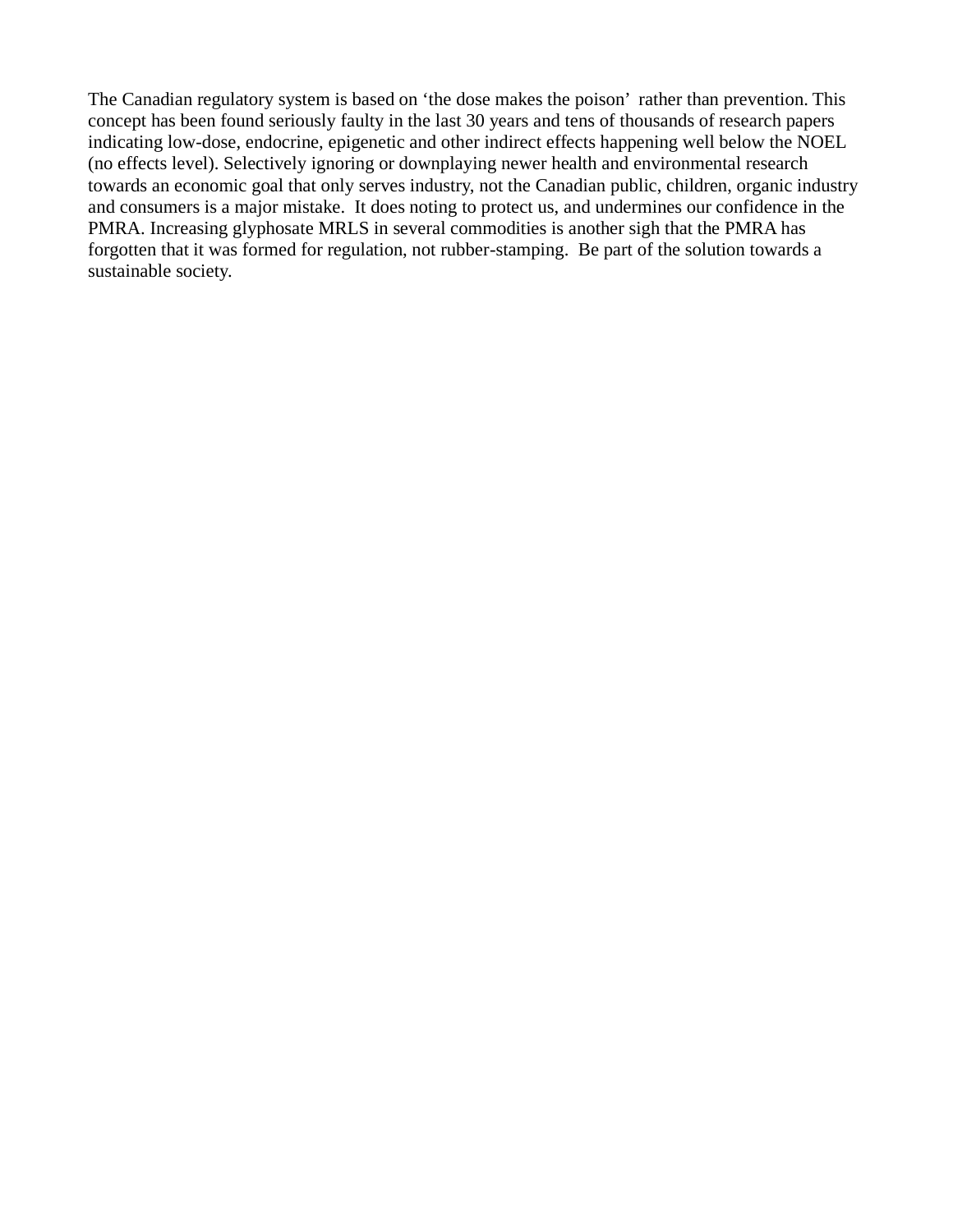The Canadian regulatory system is based on ‘the dose makes the poison’ rather than prevention. This concept has been found seriously faulty in the last 30 years and tens of thousands of research papers indicating low-dose, endocrine, epigenetic and other indirect effects happening well below the NOEL (no effects level). Selectively ignoring or downplaying newer health and environmental research towards an economic goal that only serves industry, not the Canadian public, children, organic industry and consumers is a major mistake. It does noting to protect us, and undermines our confidence in the PMRA. Increasing glyphosate MRLS in several commodities is another sigh that the PMRA has forgotten that it was formed for regulation, not rubber-stamping. Be part of the solution towards a sustainable society.